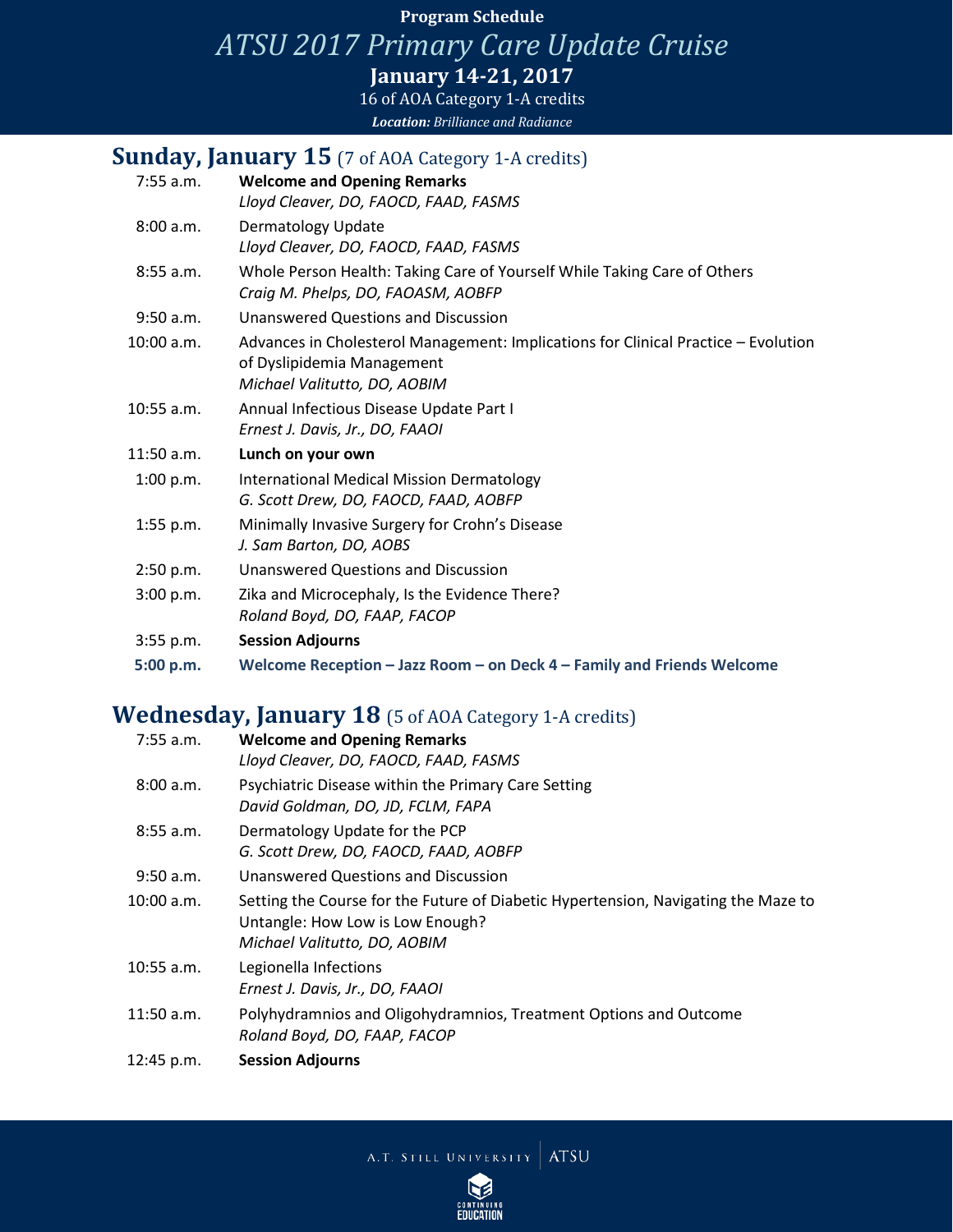**Program Schedule**

# *ATSU 2017 Primary Care Update Cruise*

**January 14-21, 2017**

16 of AOA Category 1-A credits

***Location:*** *Brilliance and Radiance*

## Sunday, January 15 (7 of AOA Category 1-A credits)

| | |
|---|---|
| 7:55 a.m. | **Welcome and Opening Remarks**<br>*Lloyd Cleaver, DO, FAOCD, FAAD, FASMS* |
| 8:00 a.m. | Dermatology Update<br>*Lloyd Cleaver, DO, FAOCD, FAAD, FASMS* |
| 8:55 a.m. | Whole Person Health: Taking Care of Yourself While Taking Care of Others<br>*Craig M. Phelps, DO, FAOASM, AOBFP* |
| 9:50 a.m. | Unanswered Questions and Discussion |
| 10:00 a.m. | Advances in Cholesterol Management: Implications for Clinical Practice – Evolution of Dyslipidemia Management<br>*Michael Valitutto, DO, AOBIM* |
| 10:55 a.m. | Annual Infectious Disease Update Part I<br>*Ernest J. Davis, Jr., DO, FAAOI* |
| 11:50 a.m. | **Lunch on your own** |
| 1:00 p.m. | International Medical Mission Dermatology<br>*G. Scott Drew, DO, FAOCD, FAAD, AOBFP* |
| 1:55 p.m. | Minimally Invasive Surgery for Crohn's Disease<br>*J. Sam Barton, DO, AOBS* |
| 2:50 p.m. | Unanswered Questions and Discussion |
| 3:00 p.m. | Zika and Microcephaly, Is the Evidence There?<br>*Roland Boyd, DO, FAAP, FACOP* |
| 3:55 p.m. | **Session Adjourns** |
| **5:00 p.m.** | **Welcome Reception – Jazz Room – on Deck 4 – Family and Friends Welcome** |

## Wednesday, January 18 (5 of AOA Category 1-A credits)

| | |
|---|---|
| 7:55 a.m. | **Welcome and Opening Remarks**<br>*Lloyd Cleaver, DO, FAOCD, FAAD, FASMS* |
| 8:00 a.m. | Psychiatric Disease within the Primary Care Setting<br>*David Goldman, DO, JD, FCLM, FAPA* |
| 8:55 a.m. | Dermatology Update for the PCP<br>*G. Scott Drew, DO, FAOCD, FAAD, AOBFP* |
| 9:50 a.m. | Unanswered Questions and Discussion |
| 10:00 a.m. | Setting the Course for the Future of Diabetic Hypertension, Navigating the Maze to Untangle: How Low is Low Enough?<br>*Michael Valitutto, DO, AOBIM* |
| 10:55 a.m. | Legionella Infections<br>*Ernest J. Davis, Jr., DO, FAAOI* |
| 11:50 a.m. | Polyhydramnios and Oligohydramnios, Treatment Options and Outcome<br>*Roland Boyd, DO, FAAP, FACOP* |
| 12:45 p.m. | **Session Adjourns** |

A.T. Still University | ATSU

Continuing Education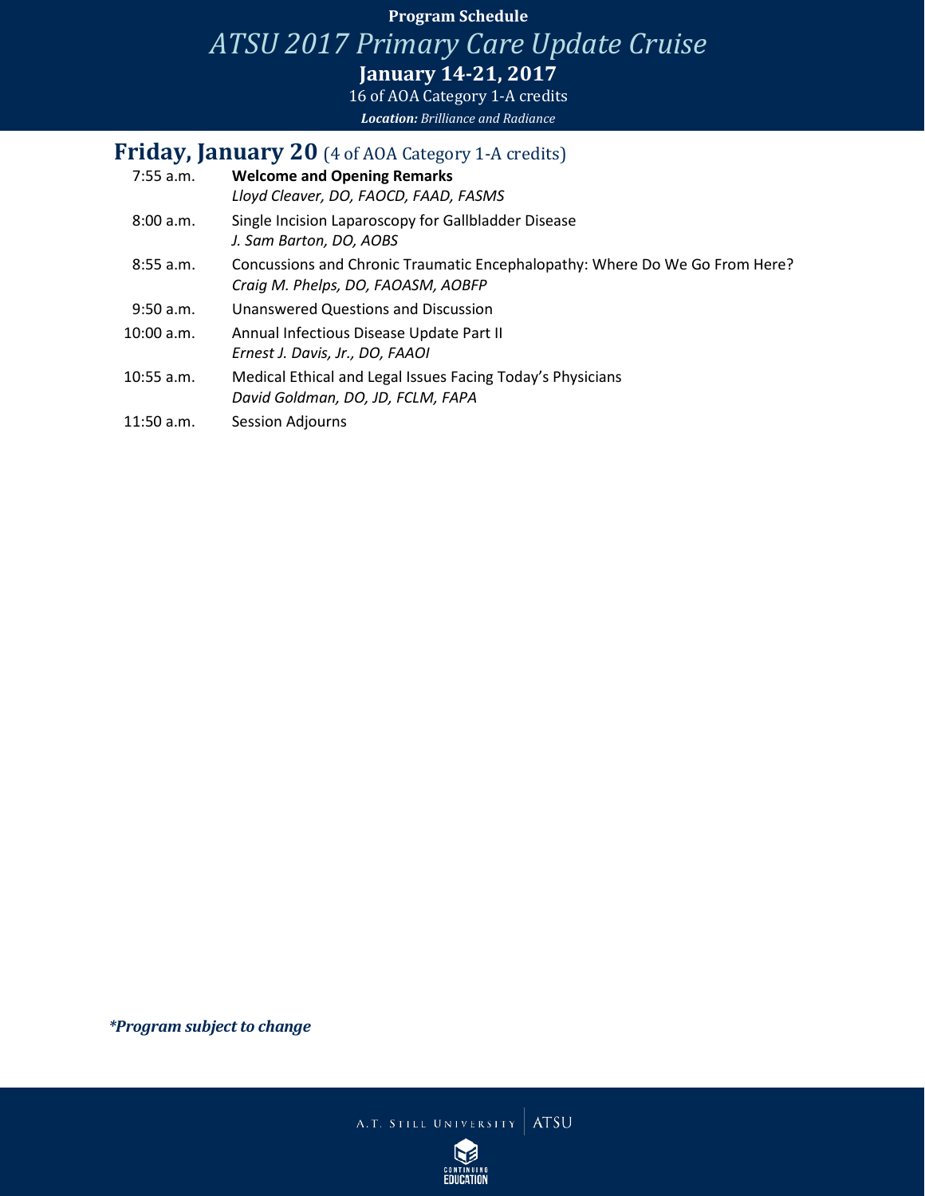**Program Schedule**

# *ATSU 2017 Primary Care Update Cruise*

**January 14-21, 2017**

16 of AOA Category 1-A credits

***Location:*** *Brilliance and Radiance*

## Friday, January 20 (4 of AOA Category 1-A credits)

| | |
|---|---|
| 7:55 a.m. | **Welcome and Opening Remarks**<br>*Lloyd Cleaver, DO, FAOCD, FAAD, FASMS* |
| 8:00 a.m. | Single Incision Laparoscopy for Gallbladder Disease<br>*J. Sam Barton, DO, AOBS* |
| 8:55 a.m. | Concussions and Chronic Traumatic Encephalopathy: Where Do We Go From Here?<br>*Craig M. Phelps, DO, FAOASM, AOBFP* |
| 9:50 a.m. | Unanswered Questions and Discussion |
| 10:00 a.m. | Annual Infectious Disease Update Part II<br>*Ernest J. Davis, Jr., DO, FAAOI* |
| 10:55 a.m. | Medical Ethical and Legal Issues Facing Today's Physicians<br>*David Goldman, DO, JD, FCLM, FAPA* |
| 11:50 a.m. | Session Adjourns |

***Program subject to change***